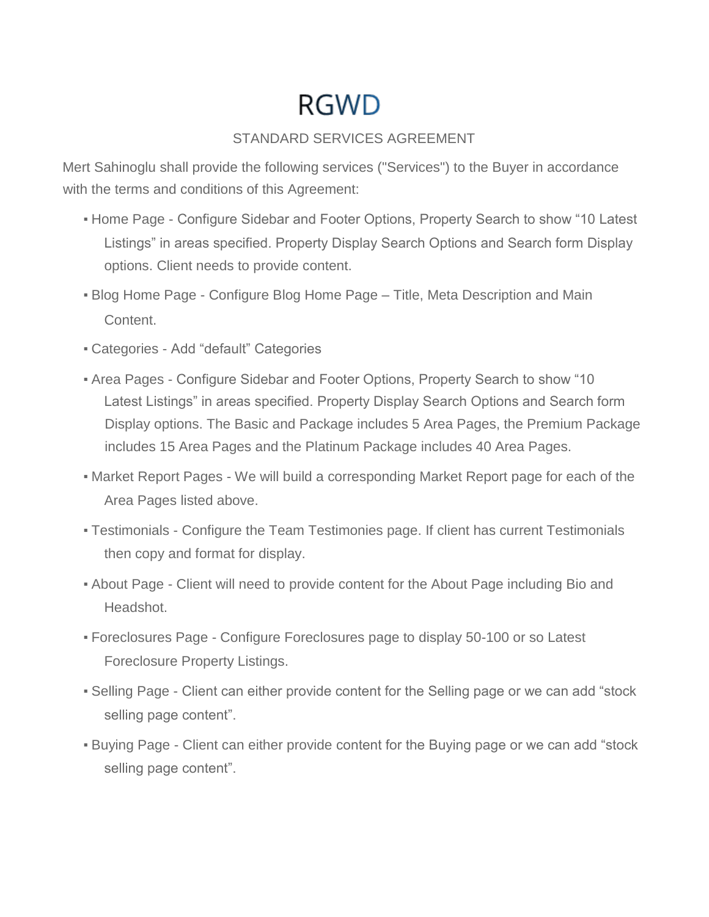# RGWD

STANDARD SERVICES AGREEMENT

Mert Sahinoglu shall provide the following services ("Services") to the Buyer in accordance with the terms and conditions of this Agreement:

- Home Page - Configure Sidebar and Footer Options, Property Search to show "10 Latest Listings" in areas specified. Property Display Search Options and Search form Display options. Client needs to provide content.
- Blog Home Page - Configure Blog Home Page – Title, Meta Description and Main Content.
- Categories - Add "default" Categories
- Area Pages - Configure Sidebar and Footer Options, Property Search to show "10 Latest Listings" in areas specified. Property Display Search Options and Search form Display options. The Basic and Package includes 5 Area Pages, the Premium Package includes 15 Area Pages and the Platinum Package includes 40 Area Pages.
- Market Report Pages - We will build a corresponding Market Report page for each of the Area Pages listed above.
- Testimonials - Configure the Team Testimonies page. If client has current Testimonials then copy and format for display.
- About Page - Client will need to provide content for the About Page including Bio and Headshot.
- Foreclosures Page - Configure Foreclosures page to display 50-100 or so Latest Foreclosure Property Listings.
- Selling Page - Client can either provide content for the Selling page or we can add "stock selling page content".
- Buying Page - Client can either provide content for the Buying page or we can add "stock selling page content".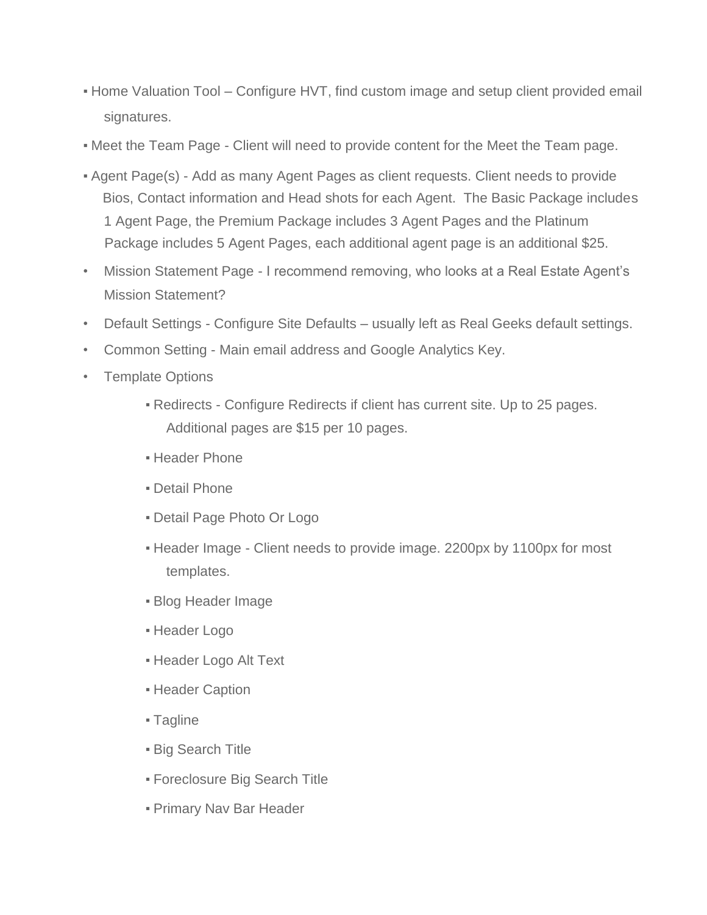- Home Valuation Tool – Configure HVT, find custom image and setup client provided email signatures.
- Meet the Team Page - Client will need to provide content for the Meet the Team page.
- Agent Page(s) - Add as many Agent Pages as client requests. Client needs to provide Bios, Contact information and Head shots for each Agent. The Basic Package includes 1 Agent Page, the Premium Package includes 3 Agent Pages and the Platinum Package includes 5 Agent Pages, each additional agent page is an additional $25.
- Mission Statement Page - I recommend removing, who looks at a Real Estate Agent's Mission Statement?
- Default Settings - Configure Site Defaults – usually left as Real Geeks default settings.
- Common Setting - Main email address and Google Analytics Key.
- Template Options
    - Redirects - Configure Redirects if client has current site. Up to 25 pages. Additional pages are $15 per 10 pages.
    - Header Phone
    - Detail Phone
    - Detail Page Photo Or Logo
    - Header Image - Client needs to provide image. 2200px by 1100px for most templates.
    - Blog Header Image
    - Header Logo
    - Header Logo Alt Text
    - Header Caption
    - Tagline
    - Big Search Title
    - Foreclosure Big Search Title
    - Primary Nav Bar Header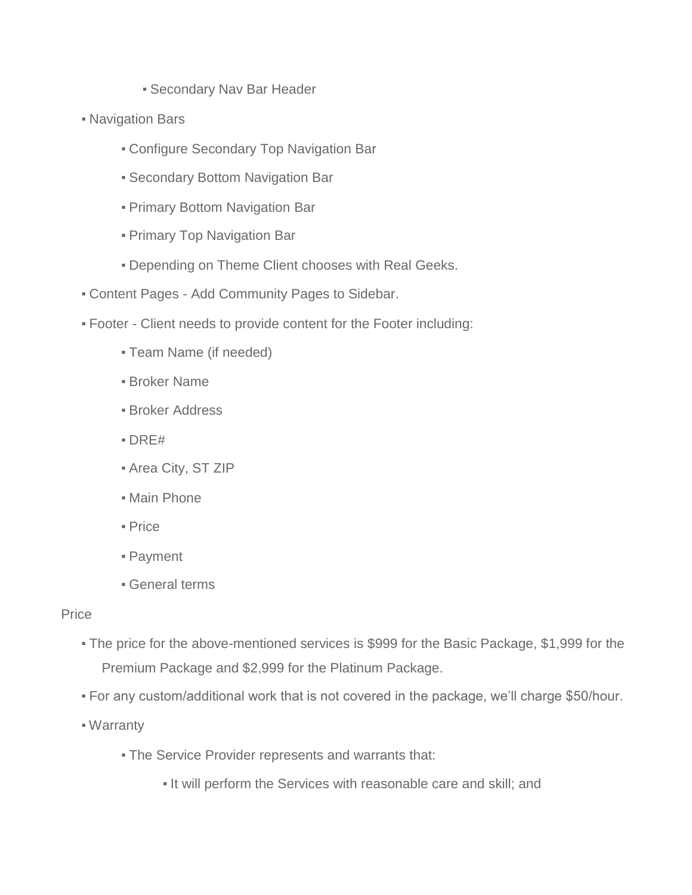- Secondary Nav Bar Header
- Navigation Bars
    - Configure Secondary Top Navigation Bar
    - Secondary Bottom Navigation Bar
    - Primary Bottom Navigation Bar
    - Primary Top Navigation Bar
    - Depending on Theme Client chooses with Real Geeks.
- Content Pages - Add Community Pages to Sidebar.
- Footer - Client needs to provide content for the Footer including:
    - Team Name (if needed)
    - Broker Name
    - Broker Address
    - DRE#
    - Area City, ST ZIP
    - Main Phone
    - Price
    - Payment
    - General terms

Price

- The price for the above-mentioned services is $999 for the Basic Package, $1,999 for the Premium Package and $2,999 for the Platinum Package.
- For any custom/additional work that is not covered in the package, we'll charge $50/hour.
- Warranty
    - The Service Provider represents and warrants that:
        - It will perform the Services with reasonable care and skill; and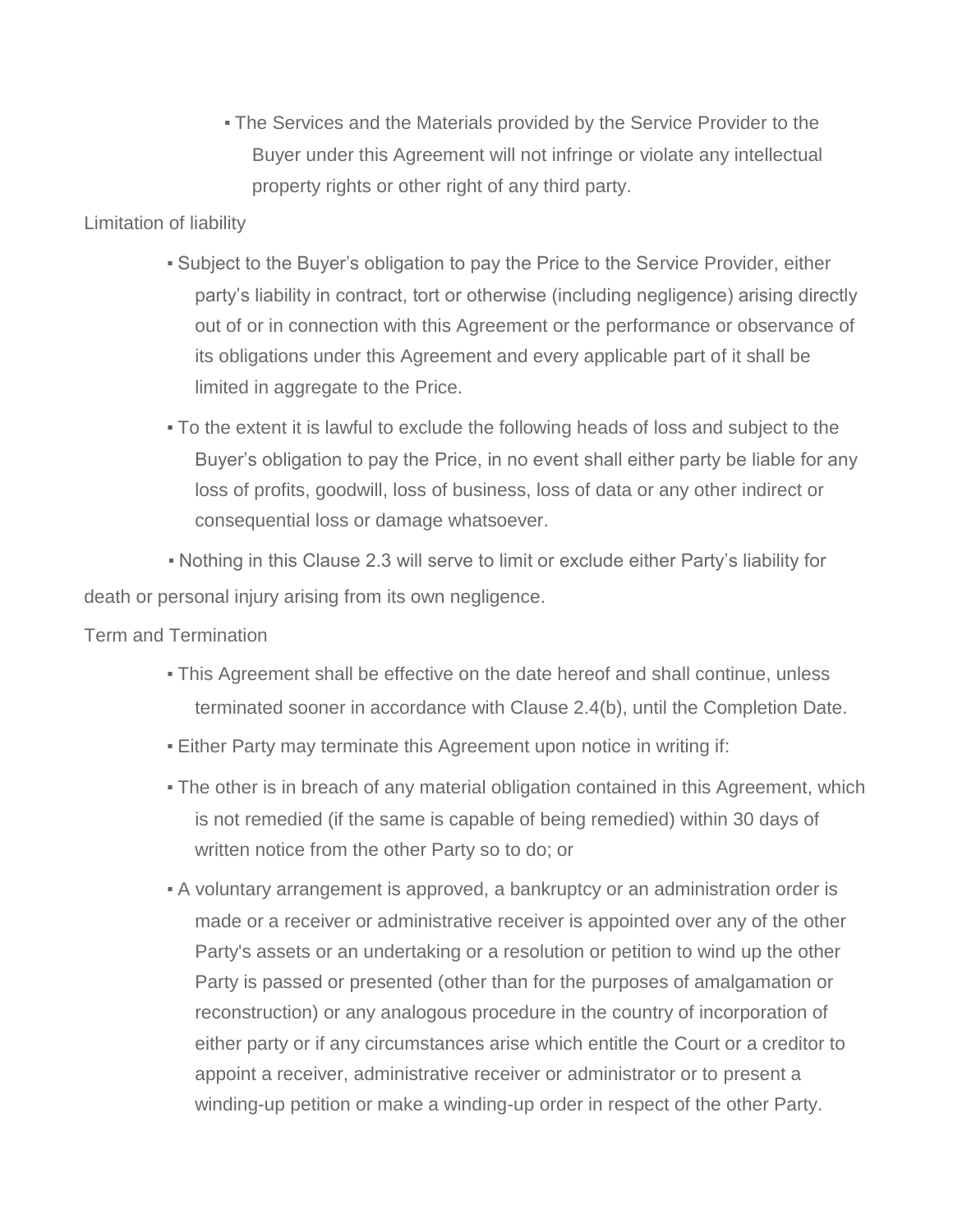- The Services and the Materials provided by the Service Provider to the Buyer under this Agreement will not infringe or violate any intellectual property rights or other right of any third party.

Limitation of liability

- Subject to the Buyer's obligation to pay the Price to the Service Provider, either party's liability in contract, tort or otherwise (including negligence) arising directly out of or in connection with this Agreement or the performance or observance of its obligations under this Agreement and every applicable part of it shall be limited in aggregate to the Price.
- To the extent it is lawful to exclude the following heads of loss and subject to the Buyer's obligation to pay the Price, in no event shall either party be liable for any loss of profits, goodwill, loss of business, loss of data or any other indirect or consequential loss or damage whatsoever.
- Nothing in this Clause 2.3 will serve to limit or exclude either Party's liability for death or personal injury arising from its own negligence.

Term and Termination

- This Agreement shall be effective on the date hereof and shall continue, unless terminated sooner in accordance with Clause 2.4(b), until the Completion Date.
- Either Party may terminate this Agreement upon notice in writing if:
- The other is in breach of any material obligation contained in this Agreement, which is not remedied (if the same is capable of being remedied) within 30 days of written notice from the other Party so to do; or
- A voluntary arrangement is approved, a bankruptcy or an administration order is made or a receiver or administrative receiver is appointed over any of the other Party's assets or an undertaking or a resolution or petition to wind up the other Party is passed or presented (other than for the purposes of amalgamation or reconstruction) or any analogous procedure in the country of incorporation of either party or if any circumstances arise which entitle the Court or a creditor to appoint a receiver, administrative receiver or administrator or to present a winding-up petition or make a winding-up order in respect of the other Party.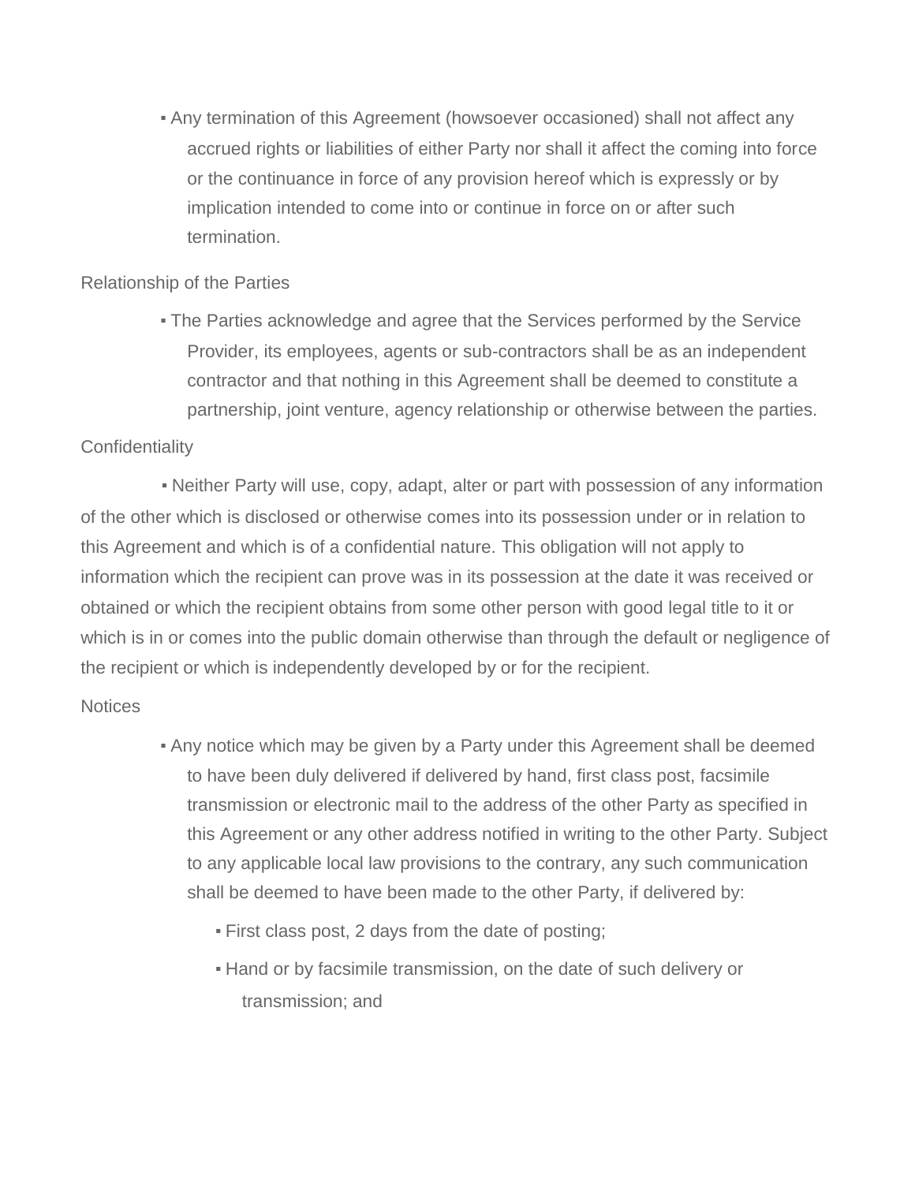- Any termination of this Agreement (howsoever occasioned) shall not affect any accrued rights or liabilities of either Party nor shall it affect the coming into force or the continuance in force of any provision hereof which is expressly or by implication intended to come into or continue in force on or after such termination.

Relationship of the Parties

- The Parties acknowledge and agree that the Services performed by the Service Provider, its employees, agents or sub-contractors shall be as an independent contractor and that nothing in this Agreement shall be deemed to constitute a partnership, joint venture, agency relationship or otherwise between the parties.

Confidentiality

- Neither Party will use, copy, adapt, alter or part with possession of any information of the other which is disclosed or otherwise comes into its possession under or in relation to this Agreement and which is of a confidential nature. This obligation will not apply to information which the recipient can prove was in its possession at the date it was received or obtained or which the recipient obtains from some other person with good legal title to it or which is in or comes into the public domain otherwise than through the default or negligence of the recipient or which is independently developed by or for the recipient.

Notices

- Any notice which may be given by a Party under this Agreement shall be deemed to have been duly delivered if delivered by hand, first class post, facsimile transmission or electronic mail to the address of the other Party as specified in this Agreement or any other address notified in writing to the other Party. Subject to any applicable local law provisions to the contrary, any such communication shall be deemed to have been made to the other Party, if delivered by:
  - First class post, 2 days from the date of posting;
  - Hand or by facsimile transmission, on the date of such delivery or transmission; and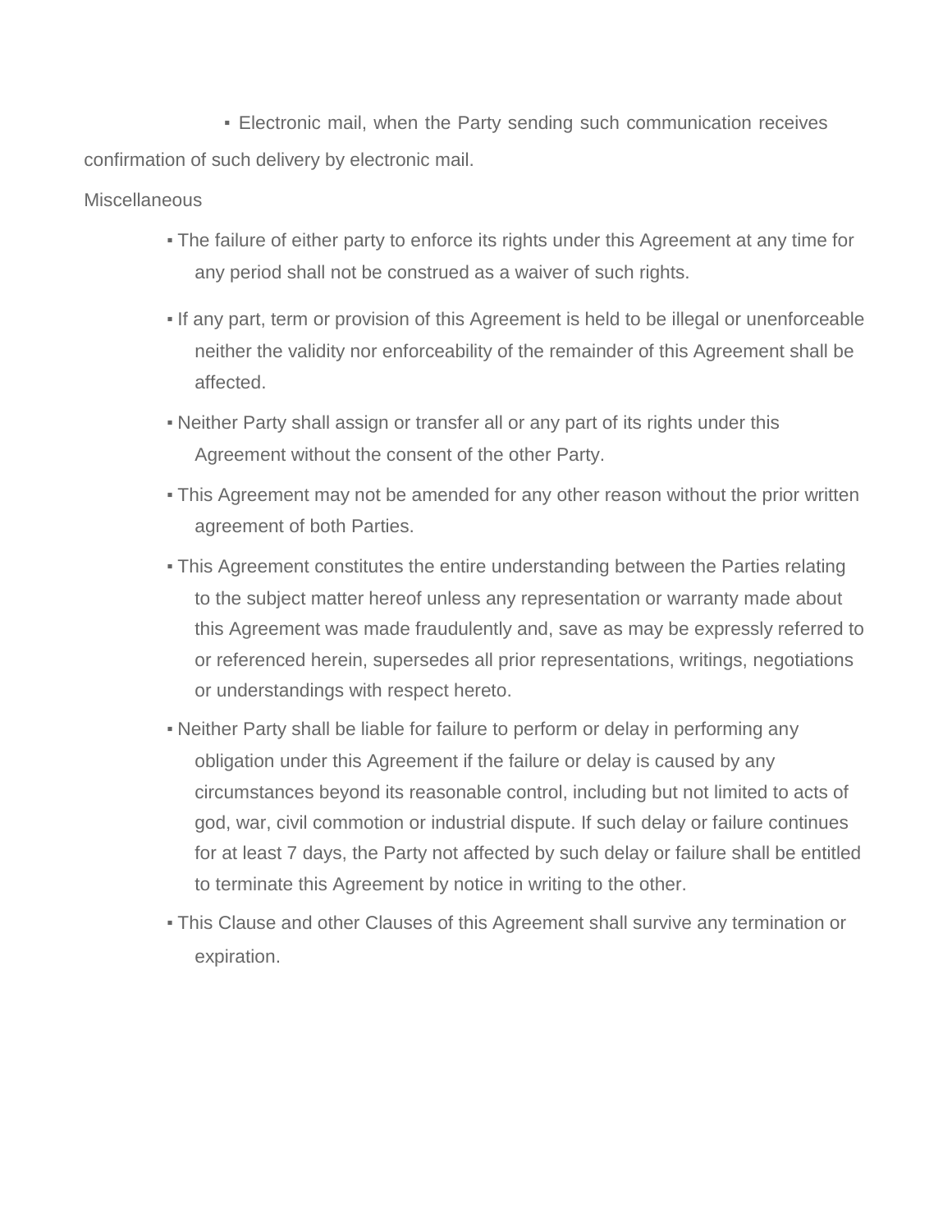- Electronic mail, when the Party sending such communication receives confirmation of such delivery by electronic mail.

Miscellaneous

- The failure of either party to enforce its rights under this Agreement at any time for any period shall not be construed as a waiver of such rights.
- If any part, term or provision of this Agreement is held to be illegal or unenforceable neither the validity nor enforceability of the remainder of this Agreement shall be affected.
- Neither Party shall assign or transfer all or any part of its rights under this Agreement without the consent of the other Party.
- This Agreement may not be amended for any other reason without the prior written agreement of both Parties.
- This Agreement constitutes the entire understanding between the Parties relating to the subject matter hereof unless any representation or warranty made about this Agreement was made fraudulently and, save as may be expressly referred to or referenced herein, supersedes all prior representations, writings, negotiations or understandings with respect hereto.
- Neither Party shall be liable for failure to perform or delay in performing any obligation under this Agreement if the failure or delay is caused by any circumstances beyond its reasonable control, including but not limited to acts of god, war, civil commotion or industrial dispute. If such delay or failure continues for at least 7 days, the Party not affected by such delay or failure shall be entitled to terminate this Agreement by notice in writing to the other.
- This Clause and other Clauses of this Agreement shall survive any termination or expiration.